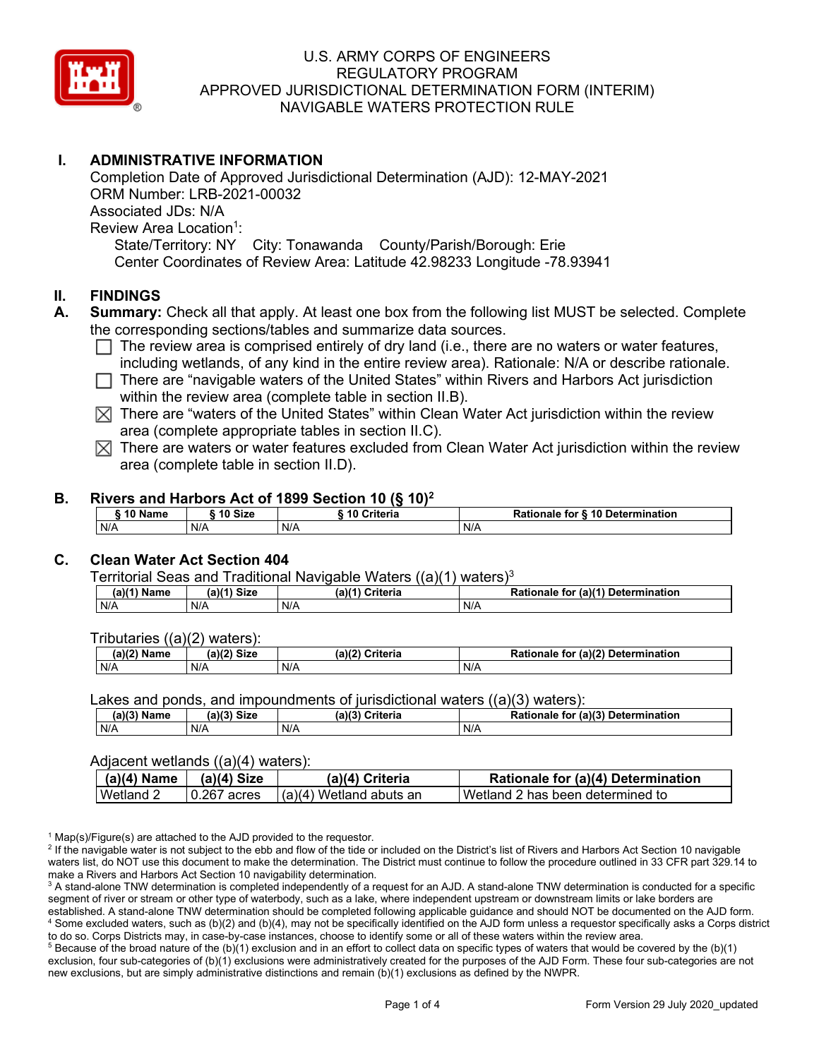# U.S. ARMY CORPS OF ENGINEERS
# REGULATORY PROGRAM
# APPROVED JURISDICTIONAL DETERMINATION FORM (INTERIM)
# NAVIGABLE WATERS PROTECTION RULE

## I. ADMINISTRATIVE INFORMATION

Completion Date of Approved Jurisdictional Determination (AJD): 12-MAY-2021
ORM Number: LRB-2021-00032
Associated JDs: N/A
Review Area Location[1]:
State/Territory: NY City: Tonawanda County/Parish/Borough: Erie
Center Coordinates of Review Area: Latitude 42.98233 Longitude -78.93941

## II. FINDINGS

**A. Summary:** Check all that apply. At least one box from the following list MUST be selected. Complete the corresponding sections/tables and summarize data sources.

- ☐ The review area is comprised entirely of dry land (i.e., there are no waters or water features, including wetlands, of any kind in the entire review area). Rationale: N/A or describe rationale.
- ☐ There are "navigable waters of the United States" within Rivers and Harbors Act jurisdiction within the review area (complete table in section II.B).
- ☒ There are "waters of the United States" within Clean Water Act jurisdiction within the review area (complete appropriate tables in section II.C).
- ☒ There are waters or water features excluded from Clean Water Act jurisdiction within the review area (complete table in section II.D).

**B. Rivers and Harbors Act of 1899 Section 10 (§ 10)[2]**

| § 10 Name | § 10 Size | § 10 Criteria | Rationale for § 10 Determination |
|---|---|---|---|
| N/A | N/A | N/A | N/A |

**C. Clean Water Act Section 404**

Territorial Seas and Traditional Navigable Waters ((a)(1) waters)[3]

| (a)(1) Name | (a)(1) Size | (a)(1) Criteria | Rationale for (a)(1) Determination |
|---|---|---|---|
| N/A | N/A | N/A | N/A |

Tributaries ((a)(2) waters):

| (a)(2) Name | (a)(2) Size | (a)(2) Criteria | Rationale for (a)(2) Determination |
|---|---|---|---|
| N/A | N/A | N/A | N/A |

Lakes and ponds, and impoundments of jurisdictional waters ((a)(3) waters):

| (a)(3) Name | (a)(3) Size | (a)(3) Criteria | Rationale for (a)(3) Determination |
|---|---|---|---|
| N/A | N/A | N/A | N/A |

Adjacent wetlands ((a)(4) waters):

| (a)(4) Name | (a)(4) Size | (a)(4) Criteria | Rationale for (a)(4) Determination |
|---|---|---|---|
| Wetland 2 | 0.267 acres | (a)(4) Wetland abuts an | Wetland 2 has been determined to |

[1] Map(s)/Figure(s) are attached to the AJD provided to the requestor.
[2] If the navigable water is not subject to the ebb and flow of the tide or included on the District's list of Rivers and Harbors Act Section 10 navigable waters list, do NOT use this document to make the determination. The District must continue to follow the procedure outlined in 33 CFR part 329.14 to make a Rivers and Harbors Act Section 10 navigability determination.
[3] A stand-alone TNW determination is completed independently of a request for an AJD. A stand-alone TNW determination is conducted for a specific segment of river or stream or other type of waterbody, such as a lake, where independent upstream or downstream limits or lake borders are established. A stand-alone TNW determination should be completed following applicable guidance and should NOT be documented on the AJD form.
[4] Some excluded waters, such as (b)(2) and (b)(4), may not be specifically identified on the AJD form unless a requestor specifically asks a Corps district to do so. Corps Districts may, in case-by-case instances, choose to identify some or all of these waters within the review area.
[5] Because of the broad nature of the (b)(1) exclusion and in an effort to collect data on specific types of waters that would be covered by the (b)(1) exclusion, four sub-categories of (b)(1) exclusions were administratively created for the purposes of the AJD Form. These four sub-categories are not new exclusions, but are simply administrative distinctions and remain (b)(1) exclusions as defined by the NWPR.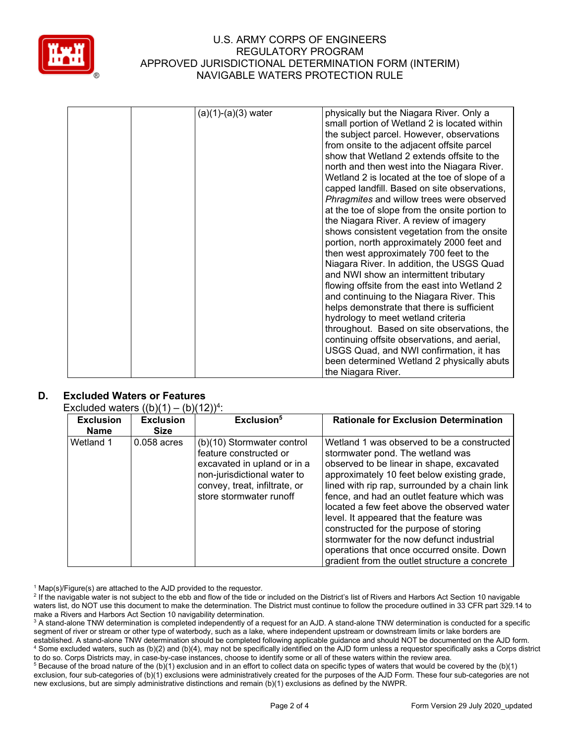| | | (a)(1)-(a)(3) water | physically but the Niagara River. Only a small portion of Wetland 2 is located within the subject parcel. However, observations from onsite to the adjacent offsite parcel show that Wetland 2 extends offsite to the north and then west into the Niagara River. Wetland 2 is located at the toe of slope of a capped landfill. Based on site observations, *Phragmites* and willow trees were observed at the toe of slope from the onsite portion to the Niagara River. A review of imagery shows consistent vegetation from the onsite portion, north approximately 2000 feet and then west approximately 700 feet to the Niagara River. In addition, the USGS Quad and NWI show an intermittent tributary flowing offsite from the east into Wetland 2 and continuing to the Niagara River. This helps demonstrate that there is sufficient hydrology to meet wetland criteria throughout. Based on site observations, the continuing offsite observations, and aerial, USGS Quad, and NWI confirmation, it has been determined Wetland 2 physically abuts the Niagara River. |
|---|---|---|---|

## D. Excluded Waters or Features

Excluded waters ((b)(1) – (b)(12))[4]:

| Exclusion Name | Exclusion Size | Exclusion[5] | Rationale for Exclusion Determination |
|---|---|---|---|
| Wetland 1 | 0.058 acres | (b)(10) Stormwater control feature constructed or excavated in upland or in a non-jurisdictional water to convey, treat, infiltrate, or store stormwater runoff | Wetland 1 was observed to be a constructed stormwater pond. The wetland was observed to be linear in shape, excavated approximately 10 feet below existing grade, lined with rip rap, surrounded by a chain link fence, and had an outlet feature which was located a few feet above the observed water level. It appeared that the feature was constructed for the purpose of storing stormwater for the now defunct industrial operations that once occurred onsite. Down gradient from the outlet structure a concrete |

[1] Map(s)/Figure(s) are attached to the AJD provided to the requestor.

[2] If the navigable water is not subject to the ebb and flow of the tide or included on the District's list of Rivers and Harbors Act Section 10 navigable waters list, do NOT use this document to make the determination. The District must continue to follow the procedure outlined in 33 CFR part 329.14 to make a Rivers and Harbors Act Section 10 navigability determination.

[3] A stand-alone TNW determination is completed independently of a request for an AJD. A stand-alone TNW determination is conducted for a specific segment of river or stream or other type of waterbody, such as a lake, where independent upstream or downstream limits or lake borders are established. A stand-alone TNW determination should be completed following applicable guidance and should NOT be documented on the AJD form.

[4] Some excluded waters, such as (b)(2) and (b)(4), may not be specifically identified on the AJD form unless a requestor specifically asks a Corps district to do so. Corps Districts may, in case-by-case instances, choose to identify some or all of these waters within the review area.

[5] Because of the broad nature of the (b)(1) exclusion and in an effort to collect data on specific types of waters that would be covered by the (b)(1) exclusion, four sub-categories of (b)(1) exclusions were administratively created for the purposes of the AJD Form. These four sub-categories are not new exclusions, but are simply administrative distinctions and remain (b)(1) exclusions as defined by the NWPR.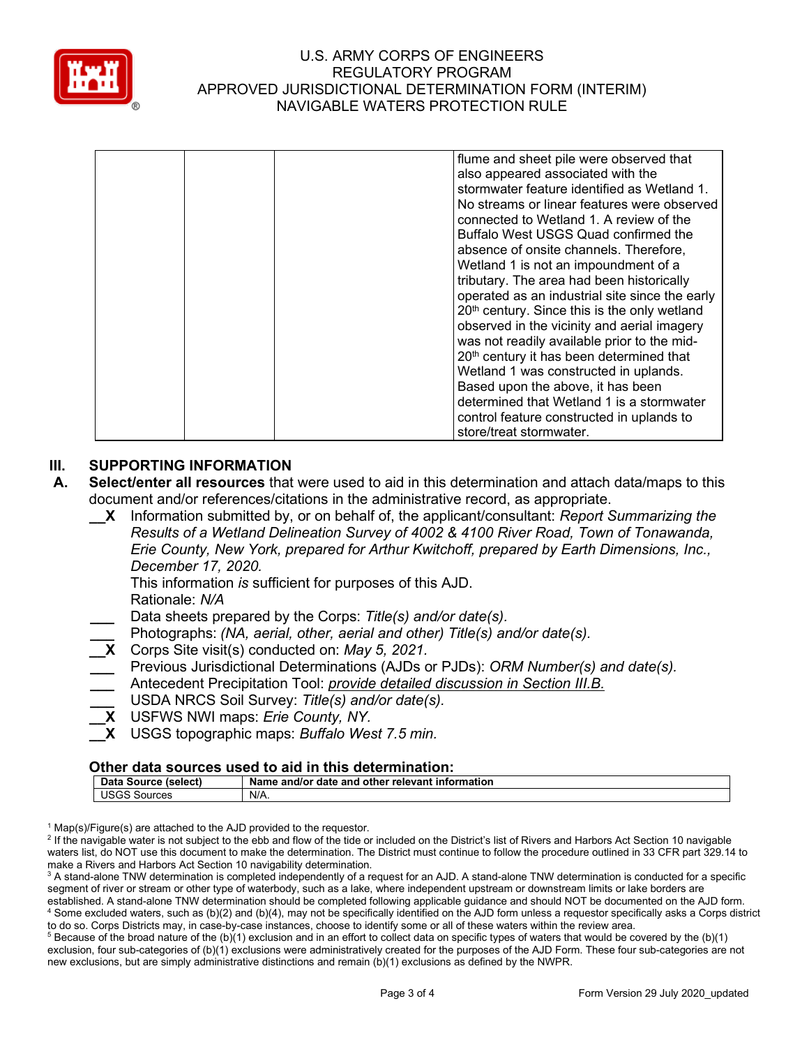| | | | flume and sheet pile were observed that also appeared associated with the stormwater feature identified as Wetland 1. No streams or linear features were observed connected to Wetland 1. A review of the Buffalo West USGS Quad confirmed the absence of onsite channels. Therefore, Wetland 1 is not an impoundment of a tributary. The area had been historically operated as an industrial site since the early 20th century. Since this is the only wetland observed in the vicinity and aerial imagery was not readily available prior to the mid-20th century it has been determined that Wetland 1 was constructed in uplands. Based upon the above, it has been determined that Wetland 1 is a stormwater control feature constructed in uplands to store/treat stormwater. |
|---|---|---|---|

## III. SUPPORTING INFORMATION

**A. Select/enter all resources** that were used to aid in this determination and attach data/maps to this document and/or references/citations in the administrative record, as appropriate.

- __X Information submitted by, or on behalf of, the applicant/consultant: *Report Summarizing the Results of a Wetland Delineation Survey of 4002 & 4100 River Road, Town of Tonawanda, Erie County, New York, prepared for Arthur Kwitchoff, prepared by Earth Dimensions, Inc., December 17, 2020.*
  This information *is* sufficient for purposes of this AJD.
  Rationale: *N/A*
- ___ Data sheets prepared by the Corps: *Title(s) and/or date(s).*
- ___ Photographs: *(NA, aerial, other, aerial and other) Title(s) and/or date(s).*
- __X Corps Site visit(s) conducted on: *May 5, 2021.*
- ___ Previous Jurisdictional Determinations (AJDs or PJDs): *ORM Number(s) and date(s).*
- ___ Antecedent Precipitation Tool: *provide detailed discussion in Section III.B.*
- ___ USDA NRCS Soil Survey: *Title(s) and/or date(s).*
- __X USFWS NWI maps: *Erie County, NY.*
- __X USGS topographic maps: *Buffalo West 7.5 min.*

### Other data sources used to aid in this determination:

| Data Source (select) | Name and/or date and other relevant information |
|---|---|
| USGS Sources | N/A. |

[1] Map(s)/Figure(s) are attached to the AJD provided to the requestor.
[2] If the navigable water is not subject to the ebb and flow of the tide or included on the District's list of Rivers and Harbors Act Section 10 navigable waters list, do NOT use this document to make the determination. The District must continue to follow the procedure outlined in 33 CFR part 329.14 to make a Rivers and Harbors Act Section 10 navigability determination.
[3] A stand-alone TNW determination is completed independently of a request for an AJD. A stand-alone TNW determination is conducted for a specific segment of river or stream or other type of waterbody, such as a lake, where independent upstream or downstream limits or lake borders are established. A stand-alone TNW determination should be completed following applicable guidance and should NOT be documented on the AJD form.
[4] Some excluded waters, such as (b)(2) and (b)(4), may not be specifically identified on the AJD form unless a requestor specifically asks a Corps district to do so. Corps Districts may, in case-by-case instances, choose to identify some or all of these waters within the review area.
[5] Because of the broad nature of the (b)(1) exclusion and in an effort to collect data on specific types of waters that would be covered by the (b)(1) exclusion, four sub-categories of (b)(1) exclusions were administratively created for the purposes of the AJD Form. These four sub-categories are not new exclusions, but are simply administrative distinctions and remain (b)(1) exclusions as defined by the NWPR.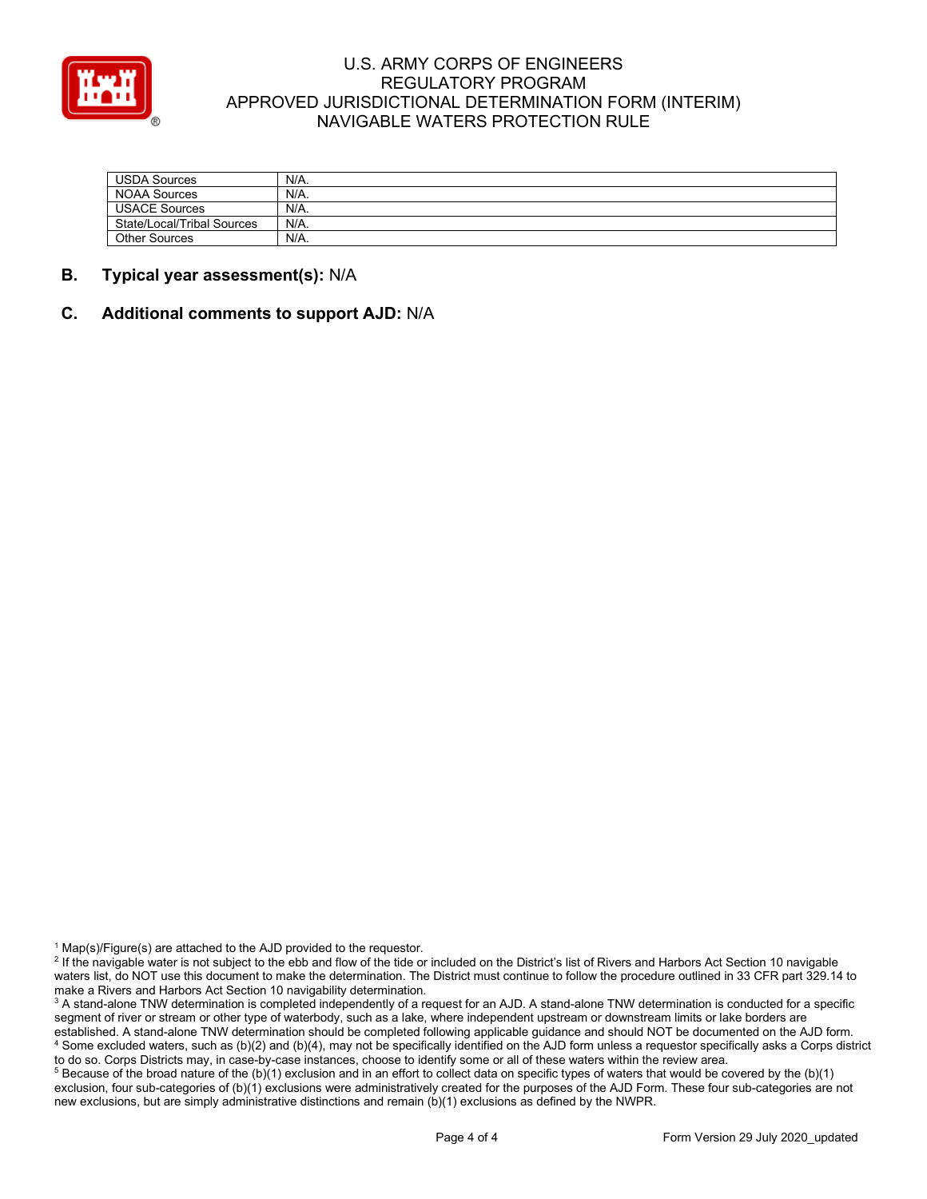| | |
|---|---|
| USDA Sources | N/A. |
| NOAA Sources | N/A. |
| USACE Sources | N/A. |
| State/Local/Tribal Sources | N/A. |
| Other Sources | N/A. |

**B. Typical year assessment(s):** N/A

**C. Additional comments to support AJD:** N/A

[1] Map(s)/Figure(s) are attached to the AJD provided to the requestor.

[2] If the navigable water is not subject to the ebb and flow of the tide or included on the District's list of Rivers and Harbors Act Section 10 navigable waters list, do NOT use this document to make the determination. The District must continue to follow the procedure outlined in 33 CFR part 329.14 to make a Rivers and Harbors Act Section 10 navigability determination.

[3] A stand-alone TNW determination is completed independently of a request for an AJD. A stand-alone TNW determination is conducted for a specific segment of river or stream or other type of waterbody, such as a lake, where independent upstream or downstream limits or lake borders are established. A stand-alone TNW determination should be completed following applicable guidance and should NOT be documented on the AJD form.

[4] Some excluded waters, such as (b)(2) and (b)(4), may not be specifically identified on the AJD form unless a requestor specifically asks a Corps district to do so. Corps Districts may, in case-by-case instances, choose to identify some or all of these waters within the review area.

[5] Because of the broad nature of the (b)(1) exclusion and in an effort to collect data on specific types of waters that would be covered by the (b)(1) exclusion, four sub-categories of (b)(1) exclusions were administratively created for the purposes of the AJD Form. These four sub-categories are not new exclusions, but are simply administrative distinctions and remain (b)(1) exclusions as defined by the NWPR.